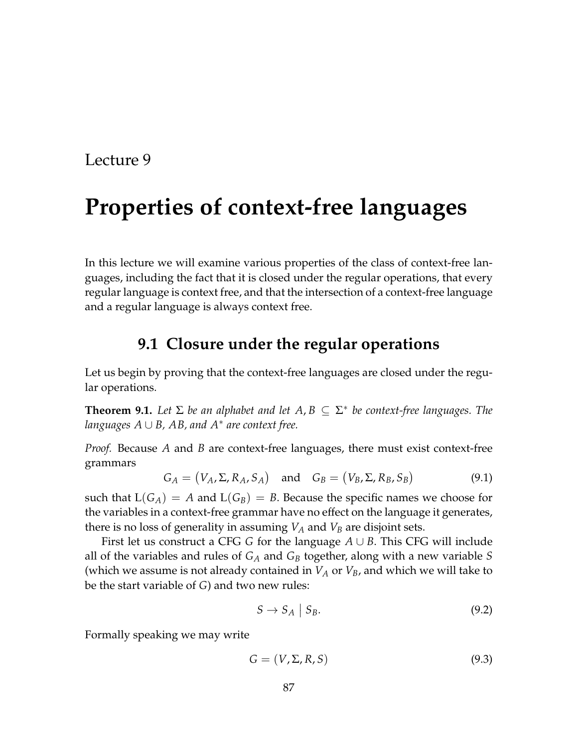Lecture 9

# Properties of context-free languages

In this lecture we will examine various properties of the class of context-free languages, including the fact that it is closed under the regular operations, that every regular language is context free, and that the intersection of a context-free language and a regular language is always context free.

## 9.1 Closure under the regular operations

Let us begin by proving that the context-free languages are closed under the regular operations.

**Theorem 9.1.** *Let $\Sigma$ be an alphabet and let $A, B \subseteq \Sigma^*$ be context-free languages. The languages $A \cup B$, $AB$, and $A^*$ are context free.*

*Proof.* Because $A$ and $B$ are context-free languages, there must exist context-free grammars

$$G_A = (V_A, \Sigma, R_A, S_A) \quad \text{and} \quad G_B = (V_B, \Sigma, R_B, S_B) \tag{9.1}$$

such that $\mathrm{L}(G_A) = A$ and $\mathrm{L}(G_B) = B$. Because the specific names we choose for the variables in a context-free grammar have no effect on the language it generates, there is no loss of generality in assuming $V_A$ and $V_B$ are disjoint sets.

First let us construct a CFG $G$ for the language $A \cup B$. This CFG will include all of the variables and rules of $G_A$ and $G_B$ together, along with a new variable $S$ (which we assume is not already contained in $V_A$ or $V_B$, and which we will take to be the start variable of $G$) and two new rules:

$$S \rightarrow S_A \mid S_B. \tag{9.2}$$

Formally speaking we may write

$$G = (V, \Sigma, R, S) \tag{9.3}$$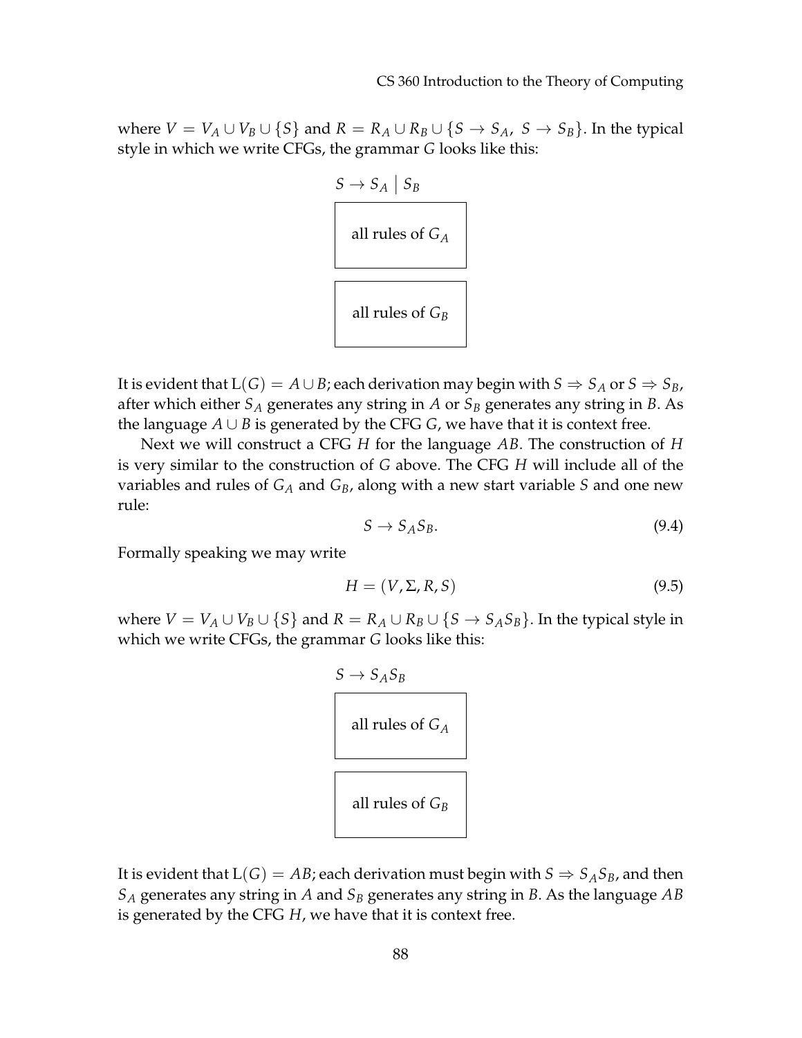where $V = V_A \cup V_B \cup \{S\}$ and $R = R_A \cup R_B \cup \{S \to S_A,\ S \to S_B\}$. In the typical style in which we write CFGs, the grammar $G$ looks like this:

$$S \to S_A \mid S_B$$

| all rules of $G_A$ |
|---|

| all rules of $G_B$ |
|---|

It is evident that $\mathrm{L}(G) = A \cup B$; each derivation may begin with $S \Rightarrow S_A$ or $S \Rightarrow S_B$, after which either $S_A$ generates any string in $A$ or $S_B$ generates any string in $B$. As the language $A \cup B$ is generated by the CFG $G$, we have that it is context free.

Next we will construct a CFG $H$ for the language $AB$. The construction of $H$ is very similar to the construction of $G$ above. The CFG $H$ will include all of the variables and rules of $G_A$ and $G_B$, along with a new start variable $S$ and one new rule:

$$S \to S_A S_B. \tag{9.4}$$

Formally speaking we may write

$$H = (V, \Sigma, R, S) \tag{9.5}$$

where $V = V_A \cup V_B \cup \{S\}$ and $R = R_A \cup R_B \cup \{S \to S_A S_B\}$. In the typical style in which we write CFGs, the grammar $G$ looks like this:

$$S \to S_A S_B$$

| all rules of $G_A$ |
|---|

| all rules of $G_B$ |
|---|

It is evident that $\mathrm{L}(G) = AB$; each derivation must begin with $S \Rightarrow S_A S_B$, and then $S_A$ generates any string in $A$ and $S_B$ generates any string in $B$. As the language $AB$ is generated by the CFG $H$, we have that it is context free.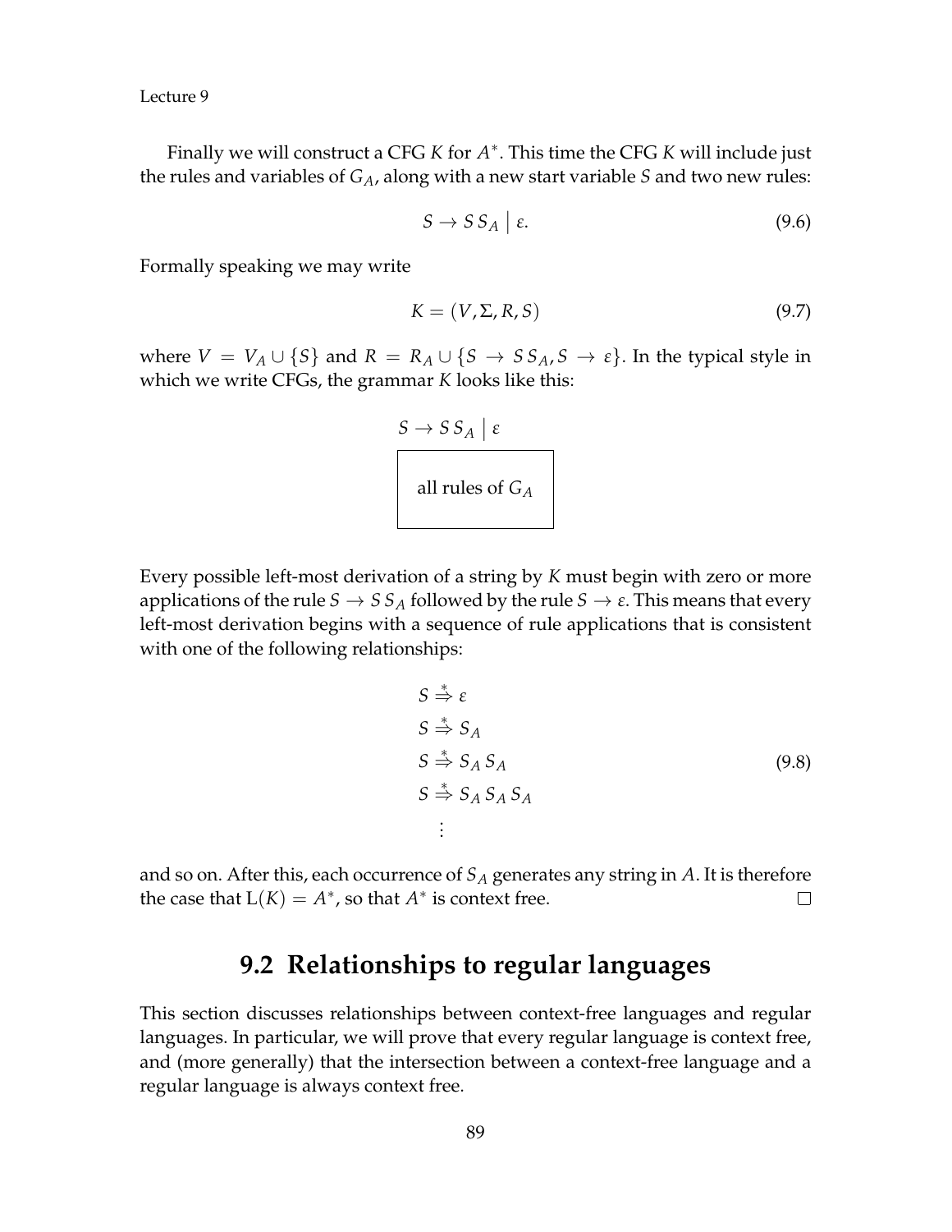Finally we will construct a CFG $K$ for $A^*$. This time the CFG $K$ will include just the rules and variables of $G_A$, along with a new start variable $S$ and two new rules:

$$S \rightarrow S\,S_A \;\big|\; \varepsilon. \tag{9.6}$$

Formally speaking we may write

$$K = (V, \Sigma, R, S) \tag{9.7}$$

where $V = V_A \cup \{S\}$ and $R = R_A \cup \{S \rightarrow S\,S_A, S \rightarrow \varepsilon\}$. In the typical style in which we write CFGs, the grammar $K$ looks like this:

$$S \rightarrow S\,S_A \;\big|\; \varepsilon$$

| all rules of $G_A$ |
|---|

Every possible left-most derivation of a string by $K$ must begin with zero or more applications of the rule $S \rightarrow S\,S_A$ followed by the rule $S \rightarrow \varepsilon$. This means that every left-most derivation begins with a sequence of rule applications that is consistent with one of the following relationships:

$$\begin{aligned}
&S \overset{*}{\Rightarrow} \varepsilon \\
&S \overset{*}{\Rightarrow} S_A \\
&S \overset{*}{\Rightarrow} S_A\,S_A \\
&S \overset{*}{\Rightarrow} S_A\,S_A\,S_A \\
&\quad\vdots
\end{aligned} \tag{9.8}$$

and so on. After this, each occurrence of $S_A$ generates any string in $A$. It is therefore the case that $\mathrm{L}(K) = A^*$, so that $A^*$ is context free. $\square$

## 9.2 Relationships to regular languages

This section discusses relationships between context-free languages and regular languages. In particular, we will prove that every regular language is context free, and (more generally) that the intersection between a context-free language and a regular language is always context free.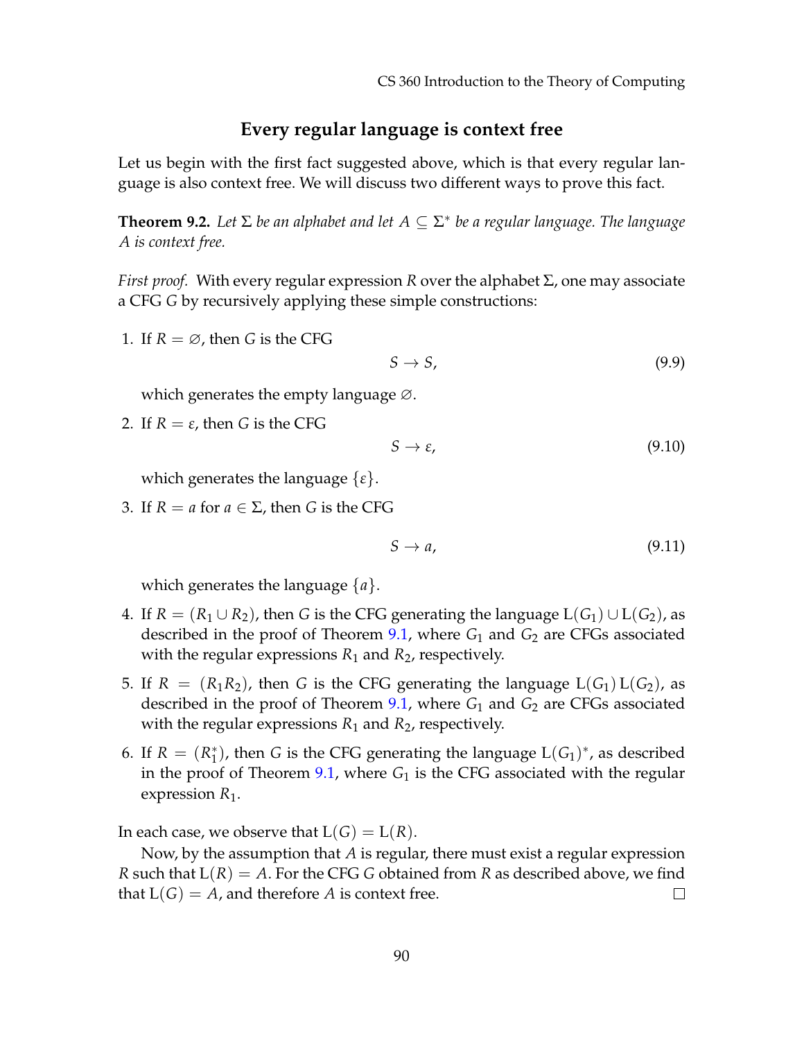## Every regular language is context free

Let us begin with the first fact suggested above, which is that every regular language is also context free. We will discuss two different ways to prove this fact.

**Theorem 9.2.** *Let $\Sigma$ be an alphabet and let $A \subseteq \Sigma^*$ be a regular language. The language $A$ is context free.*

*First proof.* With every regular expression $R$ over the alphabet $\Sigma$, one may associate a CFG $G$ by recursively applying these simple constructions:

1. If $R = \varnothing$, then $G$ is the CFG
$$S \rightarrow S, \tag{9.9}$$
which generates the empty language $\varnothing$.

2. If $R = \varepsilon$, then $G$ is the CFG
$$S \rightarrow \varepsilon, \tag{9.10}$$
which generates the language $\{\varepsilon\}$.

3. If $R = a$ for $a \in \Sigma$, then $G$ is the CFG
$$S \rightarrow a, \tag{9.11}$$
which generates the language $\{a\}$.

4. If $R = (R_1 \cup R_2)$, then $G$ is the CFG generating the language $\mathrm{L}(G_1) \cup \mathrm{L}(G_2)$, as described in the proof of Theorem 9.1, where $G_1$ and $G_2$ are CFGs associated with the regular expressions $R_1$ and $R_2$, respectively.

5. If $R = (R_1 R_2)$, then $G$ is the CFG generating the language $\mathrm{L}(G_1)\,\mathrm{L}(G_2)$, as described in the proof of Theorem 9.1, where $G_1$ and $G_2$ are CFGs associated with the regular expressions $R_1$ and $R_2$, respectively.

6. If $R = (R_1^*)$, then $G$ is the CFG generating the language $\mathrm{L}(G_1)^*$, as described in the proof of Theorem 9.1, where $G_1$ is the CFG associated with the regular expression $R_1$.

In each case, we observe that $\mathrm{L}(G) = \mathrm{L}(R)$.

Now, by the assumption that $A$ is regular, there must exist a regular expression $R$ such that $\mathrm{L}(R) = A$. For the CFG $G$ obtained from $R$ as described above, we find that $\mathrm{L}(G) = A$, and therefore $A$ is context free. □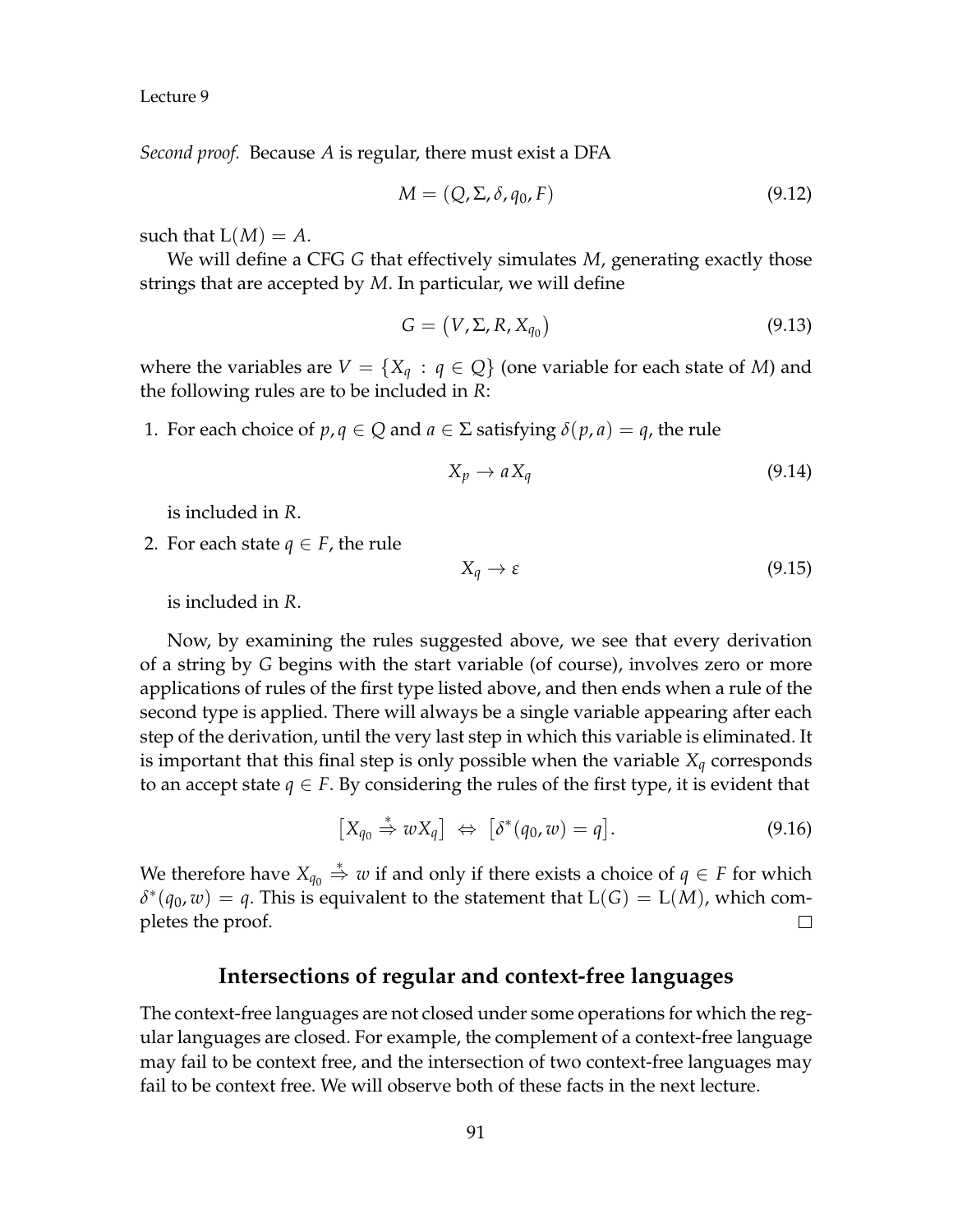*Second proof.* Because $A$ is regular, there must exist a DFA

$$M = (Q, \Sigma, \delta, q_0, F) \tag{9.12}$$

such that $\mathrm{L}(M) = A$.

We will define a CFG $G$ that effectively simulates $M$, generating exactly those strings that are accepted by $M$. In particular, we will define

$$G = (V, \Sigma, R, X_{q_0}) \tag{9.13}$$

where the variables are $V = \{X_q : q \in Q\}$ (one variable for each state of $M$) and the following rules are to be included in $R$:

1. For each choice of $p, q \in Q$ and $a \in \Sigma$ satisfying $\delta(p, a) = q$, the rule

   $$X_p \rightarrow a X_q \tag{9.14}$$

   is included in $R$.

2. For each state $q \in F$, the rule

   $$X_q \rightarrow \varepsilon \tag{9.15}$$

   is included in $R$.

Now, by examining the rules suggested above, we see that every derivation of a string by $G$ begins with the start variable (of course), involves zero or more applications of rules of the first type listed above, and then ends when a rule of the second type is applied. There will always be a single variable appearing after each step of the derivation, until the very last step in which this variable is eliminated. It is important that this final step is only possible when the variable $X_q$ corresponds to an accept state $q \in F$. By considering the rules of the first type, it is evident that

$$\big[X_{q_0} \stackrel{*}{\Rightarrow} w X_q\big] \;\Leftrightarrow\; \big[\delta^*(q_0, w) = q\big]. \tag{9.16}$$

We therefore have $X_{q_0} \stackrel{*}{\Rightarrow} w$ if and only if there exists a choice of $q \in F$ for which $\delta^*(q_0, w) = q$. This is equivalent to the statement that $\mathrm{L}(G) = \mathrm{L}(M)$, which completes the proof. □

## Intersections of regular and context-free languages

The context-free languages are not closed under some operations for which the regular languages are closed. For example, the complement of a context-free language may fail to be context free, and the intersection of two context-free languages may fail to be context free. We will observe both of these facts in the next lecture.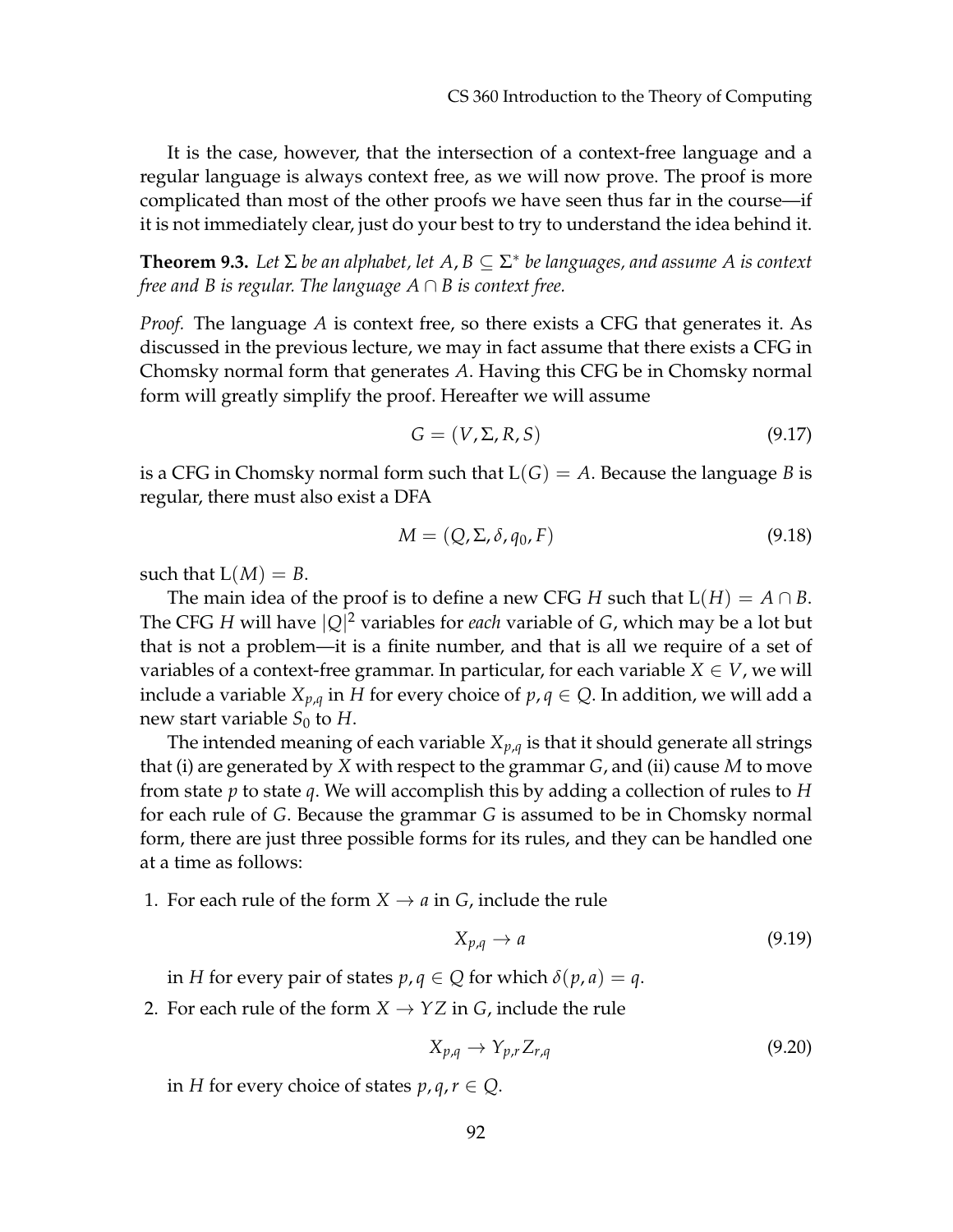It is the case, however, that the intersection of a context-free language and a regular language is always context free, as we will now prove. The proof is more complicated than most of the other proofs we have seen thus far in the course—if it is not immediately clear, just do your best to try to understand the idea behind it.

**Theorem 9.3.** *Let $\Sigma$ be an alphabet, let $A, B \subseteq \Sigma^*$ be languages, and assume $A$ is context free and $B$ is regular. The language $A \cap B$ is context free.*

*Proof.* The language $A$ is context free, so there exists a CFG that generates it. As discussed in the previous lecture, we may in fact assume that there exists a CFG in Chomsky normal form that generates $A$. Having this CFG be in Chomsky normal form will greatly simplify the proof. Hereafter we will assume

$$G = (V, \Sigma, R, S) \tag{9.17}$$

is a CFG in Chomsky normal form such that $\mathrm{L}(G) = A$. Because the language $B$ is regular, there must also exist a DFA

$$M = (Q, \Sigma, \delta, q_0, F) \tag{9.18}$$

such that $\mathrm{L}(M) = B$.

The main idea of the proof is to define a new CFG $H$ such that $\mathrm{L}(H) = A \cap B$. The CFG $H$ will have $|Q|^2$ variables for *each* variable of $G$, which may be a lot but that is not a problem—it is a finite number, and that is all we require of a set of variables of a context-free grammar. In particular, for each variable $X \in V$, we will include a variable $X_{p,q}$ in $H$ for every choice of $p, q \in Q$. In addition, we will add a new start variable $S_0$ to $H$.

The intended meaning of each variable $X_{p,q}$ is that it should generate all strings that (i) are generated by $X$ with respect to the grammar $G$, and (ii) cause $M$ to move from state $p$ to state $q$. We will accomplish this by adding a collection of rules to $H$ for each rule of $G$. Because the grammar $G$ is assumed to be in Chomsky normal form, there are just three possible forms for its rules, and they can be handled one at a time as follows:

1. For each rule of the form $X \to a$ in $G$, include the rule

$$X_{p,q} \to a \tag{9.19}$$

   in $H$ for every pair of states $p, q \in Q$ for which $\delta(p, a) = q$.

2. For each rule of the form $X \to YZ$ in $G$, include the rule

$$X_{p,q} \to Y_{p,r} Z_{r,q} \tag{9.20}$$

   in $H$ for every choice of states $p, q, r \in Q$.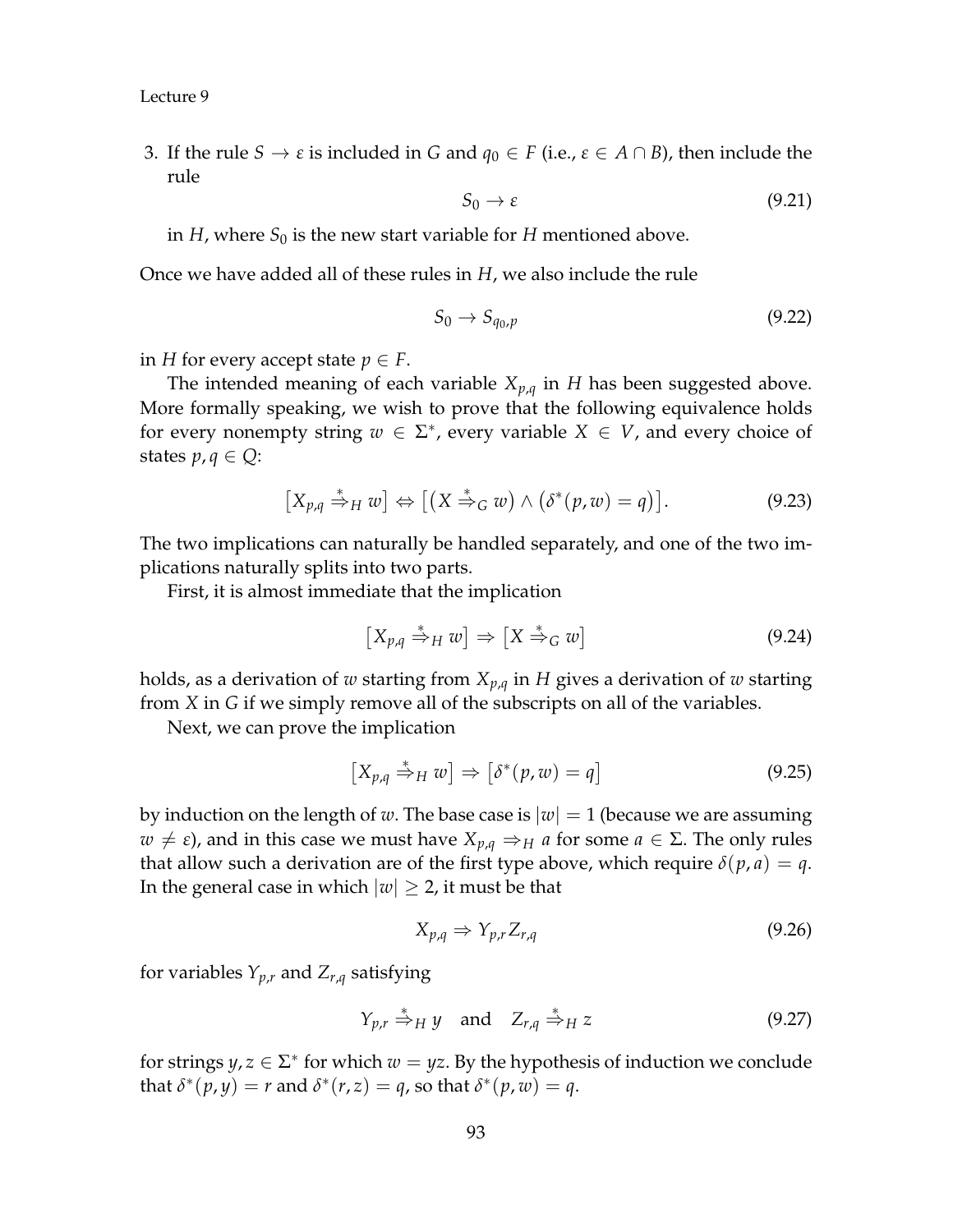3. If the rule $S \to \varepsilon$ is included in $G$ and $q_0 \in F$ (i.e., $\varepsilon \in A \cap B$), then include the rule

$$S_0 \to \varepsilon \tag{9.21}$$

in $H$, where $S_0$ is the new start variable for $H$ mentioned above.

Once we have added all of these rules in $H$, we also include the rule

$$S_0 \to S_{q_0,p} \tag{9.22}$$

in $H$ for every accept state $p \in F$.

The intended meaning of each variable $X_{p,q}$ in $H$ has been suggested above. More formally speaking, we wish to prove that the following equivalence holds for every nonempty string $w \in \Sigma^*$, every variable $X \in V$, and every choice of states $p, q \in Q$:

$$\left[X_{p,q} \overset{*}{\Rightarrow}_H w\right] \Leftrightarrow \left[\left(X \overset{*}{\Rightarrow}_G w\right) \wedge \left(\delta^*(p,w) = q\right)\right]. \tag{9.23}$$

The two implications can naturally be handled separately, and one of the two implications naturally splits into two parts.

First, it is almost immediate that the implication

$$\left[X_{p,q} \overset{*}{\Rightarrow}_H w\right] \Rightarrow \left[X \overset{*}{\Rightarrow}_G w\right] \tag{9.24}$$

holds, as a derivation of $w$ starting from $X_{p,q}$ in $H$ gives a derivation of $w$ starting from $X$ in $G$ if we simply remove all of the subscripts on all of the variables.

Next, we can prove the implication

$$\left[X_{p,q} \overset{*}{\Rightarrow}_H w\right] \Rightarrow \left[\delta^*(p,w) = q\right] \tag{9.25}$$

by induction on the length of $w$. The base case is $|w| = 1$ (because we are assuming $w \neq \varepsilon$), and in this case we must have $X_{p,q} \Rightarrow_H a$ for some $a \in \Sigma$. The only rules that allow such a derivation are of the first type above, which require $\delta(p,a) = q$. In the general case in which $|w| \geq 2$, it must be that

$$X_{p,q} \Rightarrow Y_{p,r} Z_{r,q} \tag{9.26}$$

for variables $Y_{p,r}$ and $Z_{r,q}$ satisfying

$$Y_{p,r} \overset{*}{\Rightarrow}_H y \quad \text{and} \quad Z_{r,q} \overset{*}{\Rightarrow}_H z \tag{9.27}$$

for strings $y, z \in \Sigma^*$ for which $w = yz$. By the hypothesis of induction we conclude that $\delta^*(p,y) = r$ and $\delta^*(r,z) = q$, so that $\delta^*(p,w) = q$.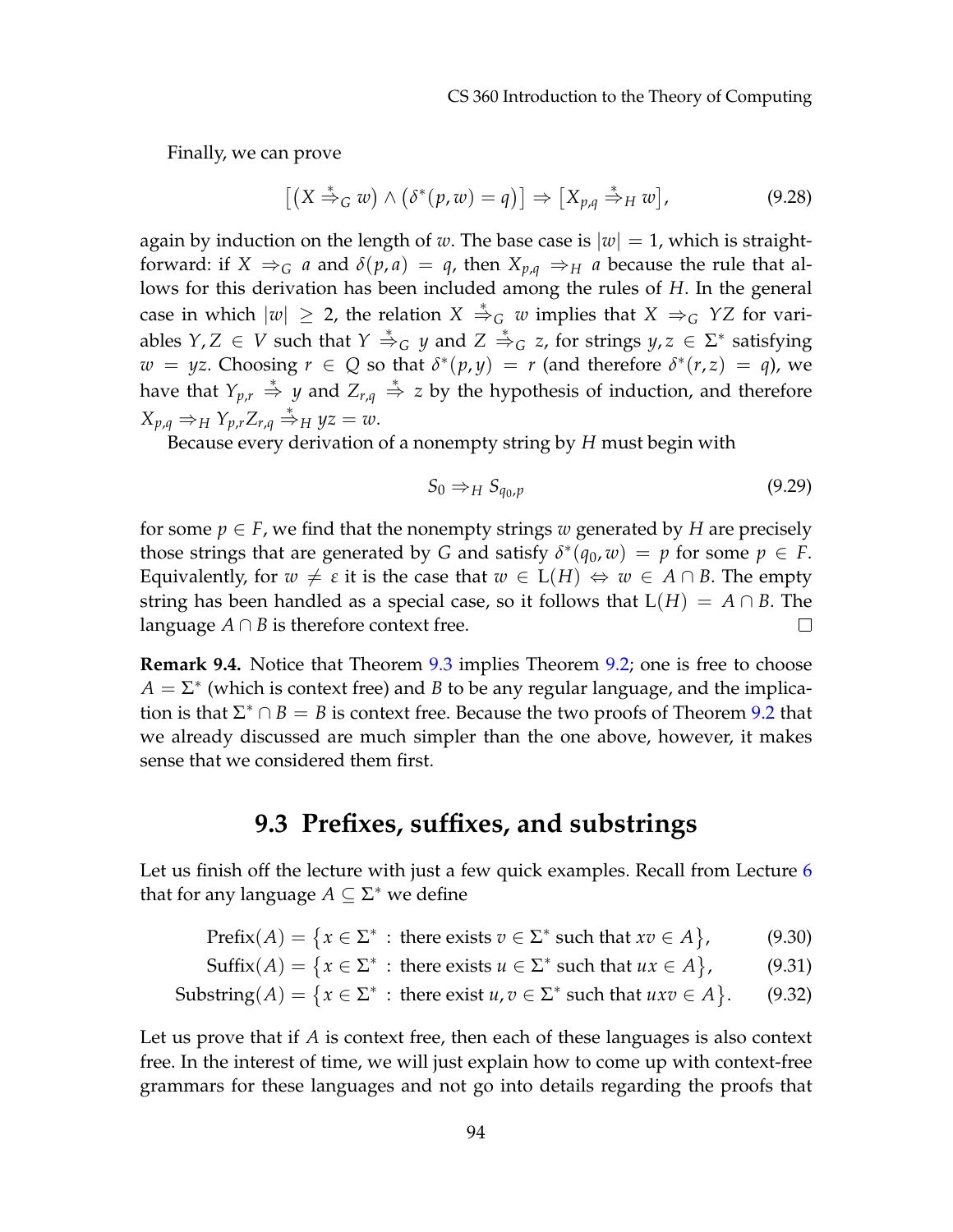Finally, we can prove

$$\big[(X \overset{*}{\Rightarrow}_G w) \wedge (\delta^*(p,w) = q)\big] \Rightarrow \big[X_{p,q} \overset{*}{\Rightarrow}_H w\big], \tag{9.28}$$

again by induction on the length of $w$. The base case is $|w| = 1$, which is straightforward: if $X \Rightarrow_G a$ and $\delta(p,a) = q$, then $X_{p,q} \Rightarrow_H a$ because the rule that allows for this derivation has been included among the rules of $H$. In the general case in which $|w| \geq 2$, the relation $X \overset{*}{\Rightarrow}_G w$ implies that $X \Rightarrow_G YZ$ for variables $Y, Z \in V$ such that $Y \overset{*}{\Rightarrow}_G y$ and $Z \overset{*}{\Rightarrow}_G z$, for strings $y, z \in \Sigma^*$ satisfying $w = yz$. Choosing $r \in Q$ so that $\delta^*(p,y) = r$ (and therefore $\delta^*(r,z) = q$), we have that $Y_{p,r} \overset{*}{\Rightarrow} y$ and $Z_{r,q} \overset{*}{\Rightarrow} z$ by the hypothesis of induction, and therefore $X_{p,q} \Rightarrow_H Y_{p,r} Z_{r,q} \overset{*}{\Rightarrow}_H yz = w$.

Because every derivation of a nonempty string by $H$ must begin with

$$S_0 \Rightarrow_H S_{q_0,p} \tag{9.29}$$

for some $p \in F$, we find that the nonempty strings $w$ generated by $H$ are precisely those strings that are generated by $G$ and satisfy $\delta^*(q_0, w) = p$ for some $p \in F$. Equivalently, for $w \neq \varepsilon$ it is the case that $w \in \mathrm{L}(H) \Leftrightarrow w \in A \cap B$. The empty string has been handled as a special case, so it follows that $\mathrm{L}(H) = A \cap B$. The language $A \cap B$ is therefore context free. □

**Remark 9.4.** Notice that Theorem 9.3 implies Theorem 9.2; one is free to choose $A = \Sigma^*$ (which is context free) and $B$ to be any regular language, and the implication is that $\Sigma^* \cap B = B$ is context free. Because the two proofs of Theorem 9.2 that we already discussed are much simpler than the one above, however, it makes sense that we considered them first.

## 9.3 Prefixes, suffixes, and substrings

Let us finish off the lecture with just a few quick examples. Recall from Lecture 6 that for any language $A \subseteq \Sigma^*$ we define

$$\mathrm{Prefix}(A) = \big\{x \in \Sigma^* : \text{there exists } v \in \Sigma^* \text{ such that } xv \in A\big\}, \tag{9.30}$$

$$\mathrm{Suffix}(A) = \big\{x \in \Sigma^* : \text{there exists } u \in \Sigma^* \text{ such that } ux \in A\big\}, \tag{9.31}$$

$$\mathrm{Substring}(A) = \big\{x \in \Sigma^* : \text{there exist } u, v \in \Sigma^* \text{ such that } uxv \in A\big\}. \tag{9.32}$$

Let us prove that if $A$ is context free, then each of these languages is also context free. In the interest of time, we will just explain how to come up with context-free grammars for these languages and not go into details regarding the proofs that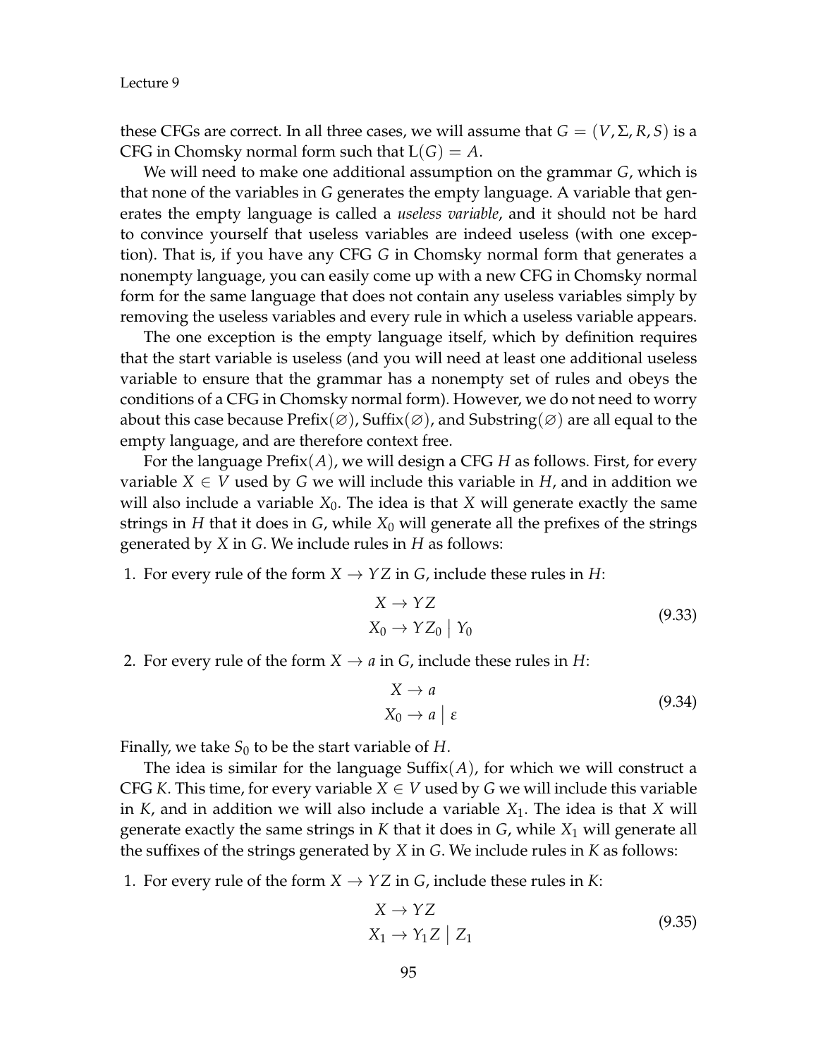these CFGs are correct. In all three cases, we will assume that $G = (V, \Sigma, R, S)$ is a CFG in Chomsky normal form such that $\mathrm{L}(G) = A$.

We will need to make one additional assumption on the grammar $G$, which is that none of the variables in $G$ generates the empty language. A variable that generates the empty language is called a *useless variable*, and it should not be hard to convince yourself that useless variables are indeed useless (with one exception). That is, if you have any CFG $G$ in Chomsky normal form that generates a nonempty language, you can easily come up with a new CFG in Chomsky normal form for the same language that does not contain any useless variables simply by removing the useless variables and every rule in which a useless variable appears.

The one exception is the empty language itself, which by definition requires that the start variable is useless (and you will need at least one additional useless variable to ensure that the grammar has a nonempty set of rules and obeys the conditions of a CFG in Chomsky normal form). However, we do not need to worry about this case because $\mathrm{Prefix}(\varnothing)$, $\mathrm{Suffix}(\varnothing)$, and $\mathrm{Substring}(\varnothing)$ are all equal to the empty language, and are therefore context free.

For the language $\mathrm{Prefix}(A)$, we will design a CFG $H$ as follows. First, for every variable $X \in V$ used by $G$ we will include this variable in $H$, and in addition we will also include a variable $X_0$. The idea is that $X$ will generate exactly the same strings in $H$ that it does in $G$, while $X_0$ will generate all the prefixes of the strings generated by $X$ in $G$. We include rules in $H$ as follows:

1. For every rule of the form $X \rightarrow YZ$ in $G$, include these rules in $H$:

$$\begin{aligned} X &\rightarrow YZ \\ X_0 &\rightarrow YZ_0 \mid Y_0 \end{aligned} \tag{9.33}$$

2. For every rule of the form $X \rightarrow a$ in $G$, include these rules in $H$:

$$\begin{aligned} X &\rightarrow a \\ X_0 &\rightarrow a \mid \varepsilon \end{aligned} \tag{9.34}$$

Finally, we take $S_0$ to be the start variable of $H$.

The idea is similar for the language $\mathrm{Suffix}(A)$, for which we will construct a CFG $K$. This time, for every variable $X \in V$ used by $G$ we will include this variable in $K$, and in addition we will also include a variable $X_1$. The idea is that $X$ will generate exactly the same strings in $K$ that it does in $G$, while $X_1$ will generate all the suffixes of the strings generated by $X$ in $G$. We include rules in $K$ as follows:

1. For every rule of the form $X \rightarrow YZ$ in $G$, include these rules in $K$:

$$\begin{aligned} X &\rightarrow YZ \\ X_1 &\rightarrow Y_1 Z \mid Z_1 \end{aligned} \tag{9.35}$$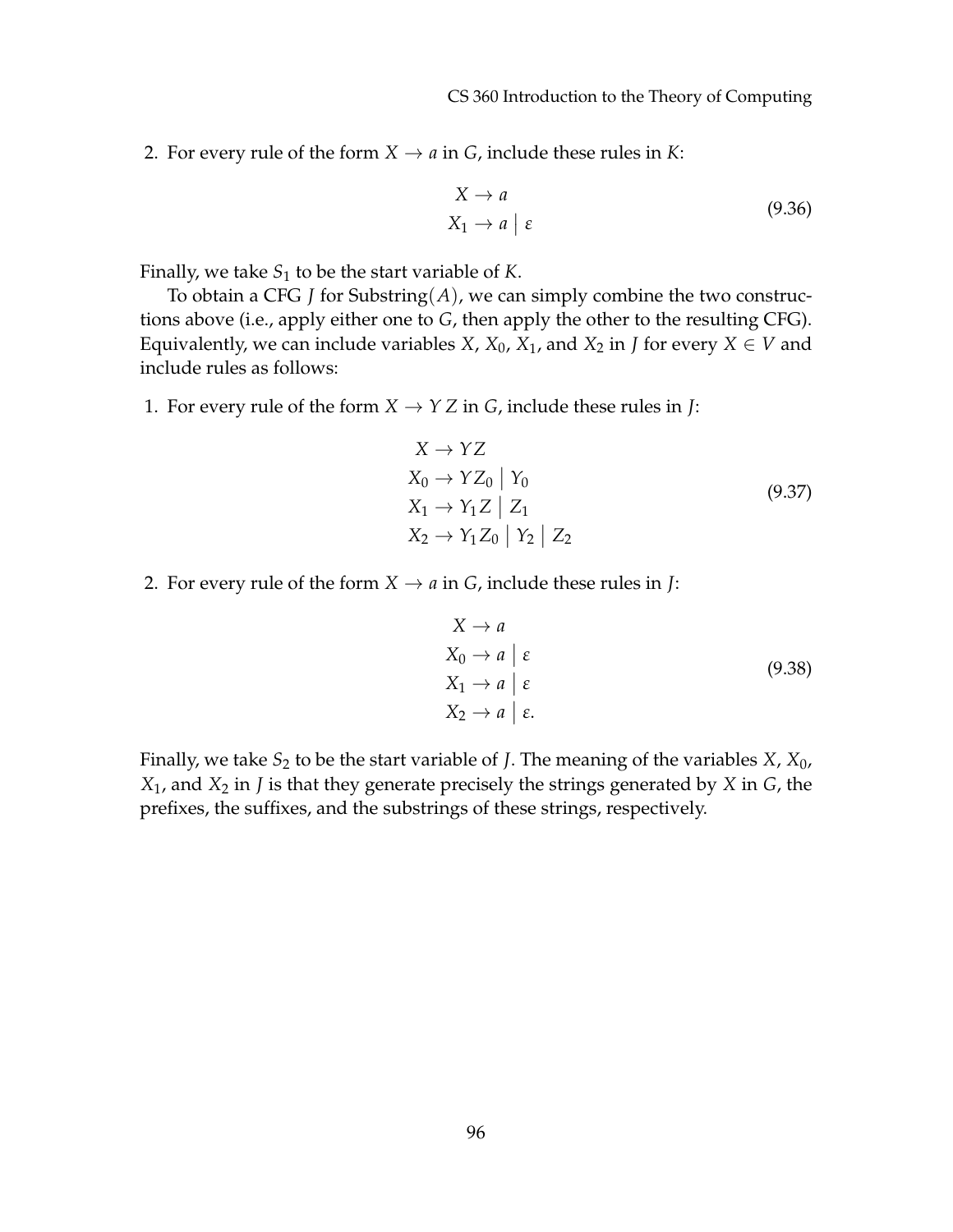2. For every rule of the form $X \to a$ in $G$, include these rules in $K$:

$$
\begin{aligned}
X &\to a \\
X_1 &\to a \mid \varepsilon
\end{aligned}
\tag{9.36}
$$

Finally, we take $S_1$ to be the start variable of $K$.

To obtain a CFG $J$ for $\text{Substring}(A)$, we can simply combine the two constructions above (i.e., apply either one to $G$, then apply the other to the resulting CFG). Equivalently, we can include variables $X$, $X_0$, $X_1$, and $X_2$ in $J$ for every $X \in V$ and include rules as follows:

1. For every rule of the form $X \to Y\,Z$ in $G$, include these rules in $J$:

$$
\begin{aligned}
X &\to Y Z \\
X_0 &\to Y Z_0 \mid Y_0 \\
X_1 &\to Y_1 Z \mid Z_1 \\
X_2 &\to Y_1 Z_0 \mid Y_2 \mid Z_2
\end{aligned}
\tag{9.37}
$$

2. For every rule of the form $X \to a$ in $G$, include these rules in $J$:

$$
\begin{aligned}
X &\to a \\
X_0 &\to a \mid \varepsilon \\
X_1 &\to a \mid \varepsilon \\
X_2 &\to a \mid \varepsilon.
\end{aligned}
\tag{9.38}
$$

Finally, we take $S_2$ to be the start variable of $J$. The meaning of the variables $X$, $X_0$, $X_1$, and $X_2$ in $J$ is that they generate precisely the strings generated by $X$ in $G$, the prefixes, the suffixes, and the substrings of these strings, respectively.